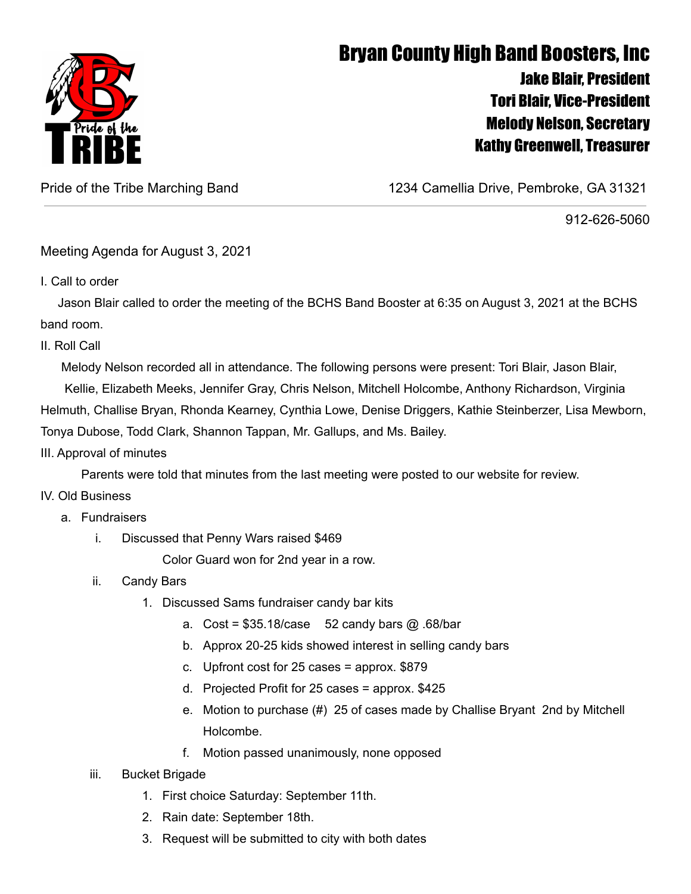# Bryan County High Band Boosters, Inc

**Jake Blair, President**
**Tori Blair, Vice-President**
**Melody Nelson, Secretary**
**Kathy Greenwell, Treasurer**

Pride of the Tribe Marching Band — 1234 Camellia Drive, Pembroke, GA 31321

912-626-5060

Meeting Agenda for August 3, 2021

I. Call to order

Jason Blair called to order the meeting of the BCHS Band Booster at 6:35 on August 3, 2021 at the BCHS band room.

II. Roll Call

Melody Nelson recorded all in attendance. The following persons were present: Tori Blair, Jason Blair, Kellie, Elizabeth Meeks, Jennifer Gray, Chris Nelson, Mitchell Holcombe, Anthony Richardson, Virginia Helmuth, Challise Bryan, Rhonda Kearney, Cynthia Lowe, Denise Driggers, Kathie Steinberzer, Lisa Mewborn, Tonya Dubose, Todd Clark, Shannon Tappan, Mr. Gallups, and Ms. Bailey.

III. Approval of minutes

Parents were told that minutes from the last meeting were posted to our website for review.

IV. Old Business

a. Fundraisers
   i. Discussed that Penny Wars raised $469
      Color Guard won for 2nd year in a row.
   ii. Candy Bars
      1. Discussed Sams fundraiser candy bar kits
         a. Cost = $35.18/case    52 candy bars @ .68/bar
         b. Approx 20-25 kids showed interest in selling candy bars
         c. Upfront cost for 25 cases = approx. $879
         d. Projected Profit for 25 cases = approx. $425
         e. Motion to purchase (#) 25 of cases made by Challise Bryant 2nd by Mitchell Holcombe.
         f. Motion passed unanimously, none opposed
   iii. Bucket Brigade
      1. First choice Saturday: September 11th.
      2. Rain date: September 18th.
      3. Request will be submitted to city with both dates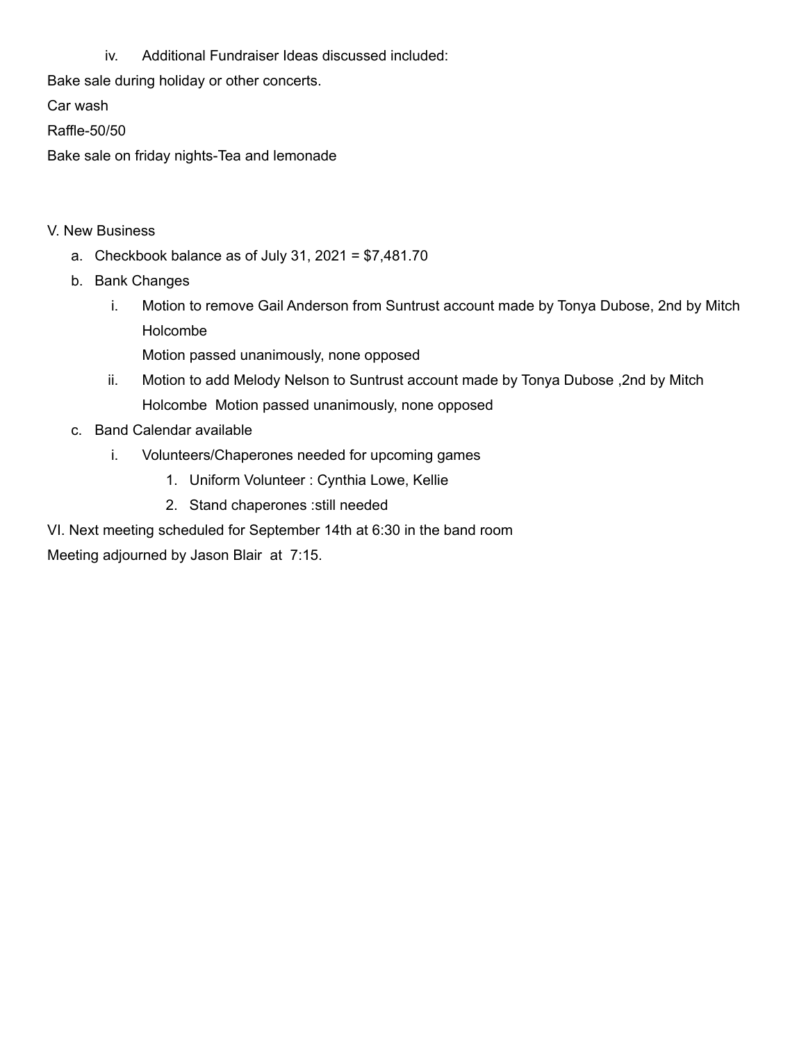iv. Additional Fundraiser Ideas discussed included:

Bake sale during holiday or other concerts.

Car wash

Raffle-50/50

Bake sale on friday nights-Tea and lemonade

V. New Business

a. Checkbook balance as of July 31, 2021 = $7,481.70

b. Bank Changes

   i. Motion to remove Gail Anderson from Suntrust account made by Tonya Dubose, 2nd by Mitch Holcombe

      Motion passed unanimously, none opposed

   ii. Motion to add Melody Nelson to Suntrust account made by Tonya Dubose ,2nd by Mitch Holcombe Motion passed unanimously, none opposed

c. Band Calendar available

   i. Volunteers/Chaperones needed for upcoming games

      1. Uniform Volunteer : Cynthia Lowe, Kellie

      2. Stand chaperones :still needed

VI. Next meeting scheduled for September 14th at 6:30 in the band room

Meeting adjourned by Jason Blair at 7:15.